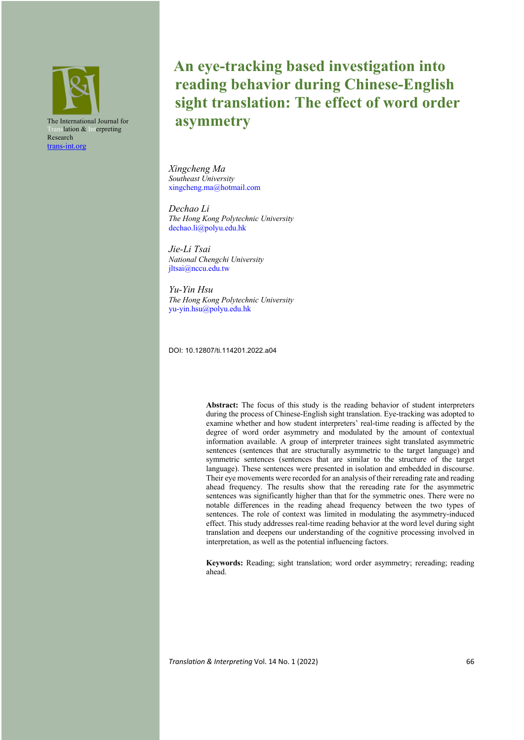The International Journal for Translation & Interpreting Research
trans-int.org

# An eye-tracking based investigation into reading behavior during Chinese-English sight translation: The effect of word order asymmetry

*Xingcheng Ma*
*Southeast University*
xingcheng.ma@hotmail.com

*Dechao Li*
*The Hong Kong Polytechnic University*
dechao.li@polyu.edu.hk

*Jie-Li Tsai*
*National Chengchi University*
jltsai@nccu.edu.tw

*Yu-Yin Hsu*
*The Hong Kong Polytechnic University*
yu-yin.hsu@polyu.edu.hk

DOI: 10.12807/ti.114201.2022.a04

**Abstract:** The focus of this study is the reading behavior of student interpreters during the process of Chinese-English sight translation. Eye-tracking was adopted to examine whether and how student interpreters' real-time reading is affected by the degree of word order asymmetry and modulated by the amount of contextual information available. A group of interpreter trainees sight translated asymmetric sentences (sentences that are structurally asymmetric to the target language) and symmetric sentences (sentences that are similar to the structure of the target language). These sentences were presented in isolation and embedded in discourse. Their eye movements were recorded for an analysis of their rereading rate and reading ahead frequency. The results show that the rereading rate for the asymmetric sentences was significantly higher than that for the symmetric ones. There were no notable differences in the reading ahead frequency between the two types of sentences. The role of context was limited in modulating the asymmetry-induced effect. This study addresses real-time reading behavior at the word level during sight translation and deepens our understanding of the cognitive processing involved in interpretation, as well as the potential influencing factors.

**Keywords:** Reading; sight translation; word order asymmetry; rereading; reading ahead.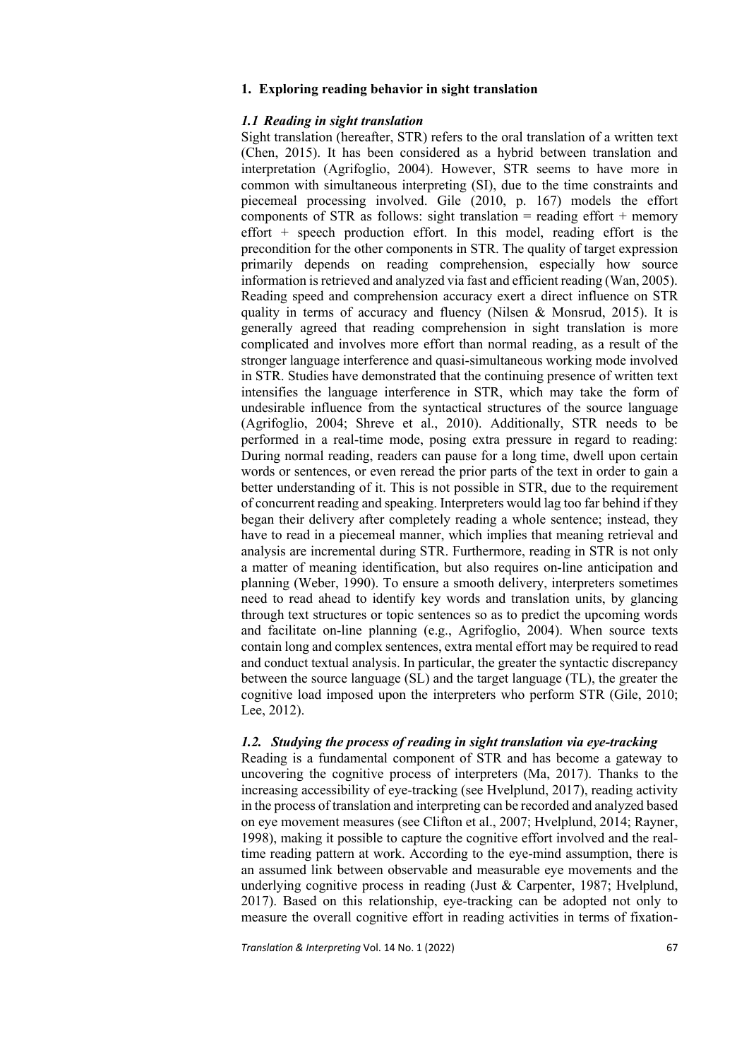## 1. Exploring reading behavior in sight translation

### *1.1 Reading in sight translation*

Sight translation (hereafter, STR) refers to the oral translation of a written text (Chen, 2015). It has been considered as a hybrid between translation and interpretation (Agrifoglio, 2004). However, STR seems to have more in common with simultaneous interpreting (SI), due to the time constraints and piecemeal processing involved. Gile (2010, p. 167) models the effort components of STR as follows: sight translation = reading effort + memory effort + speech production effort. In this model, reading effort is the precondition for the other components in STR. The quality of target expression primarily depends on reading comprehension, especially how source information is retrieved and analyzed via fast and efficient reading (Wan, 2005). Reading speed and comprehension accuracy exert a direct influence on STR quality in terms of accuracy and fluency (Nilsen & Monsrud, 2015). It is generally agreed that reading comprehension in sight translation is more complicated and involves more effort than normal reading, as a result of the stronger language interference and quasi-simultaneous working mode involved in STR. Studies have demonstrated that the continuing presence of written text intensifies the language interference in STR, which may take the form of undesirable influence from the syntactical structures of the source language (Agrifoglio, 2004; Shreve et al., 2010). Additionally, STR needs to be performed in a real-time mode, posing extra pressure in regard to reading: During normal reading, readers can pause for a long time, dwell upon certain words or sentences, or even reread the prior parts of the text in order to gain a better understanding of it. This is not possible in STR, due to the requirement of concurrent reading and speaking. Interpreters would lag too far behind if they began their delivery after completely reading a whole sentence; instead, they have to read in a piecemeal manner, which implies that meaning retrieval and analysis are incremental during STR. Furthermore, reading in STR is not only a matter of meaning identification, but also requires on-line anticipation and planning (Weber, 1990). To ensure a smooth delivery, interpreters sometimes need to read ahead to identify key words and translation units, by glancing through text structures or topic sentences so as to predict the upcoming words and facilitate on-line planning (e.g., Agrifoglio, 2004). When source texts contain long and complex sentences, extra mental effort may be required to read and conduct textual analysis. In particular, the greater the syntactic discrepancy between the source language (SL) and the target language (TL), the greater the cognitive load imposed upon the interpreters who perform STR (Gile, 2010; Lee, 2012).

### *1.2. Studying the process of reading in sight translation via eye-tracking*

Reading is a fundamental component of STR and has become a gateway to uncovering the cognitive process of interpreters (Ma, 2017). Thanks to the increasing accessibility of eye-tracking (see Hvelplund, 2017), reading activity in the process of translation and interpreting can be recorded and analyzed based on eye movement measures (see Clifton et al., 2007; Hvelplund, 2014; Rayner, 1998), making it possible to capture the cognitive effort involved and the real-time reading pattern at work. According to the eye-mind assumption, there is an assumed link between observable and measurable eye movements and the underlying cognitive process in reading (Just & Carpenter, 1987; Hvelplund, 2017). Based on this relationship, eye-tracking can be adopted not only to measure the overall cognitive effort in reading activities in terms of fixation-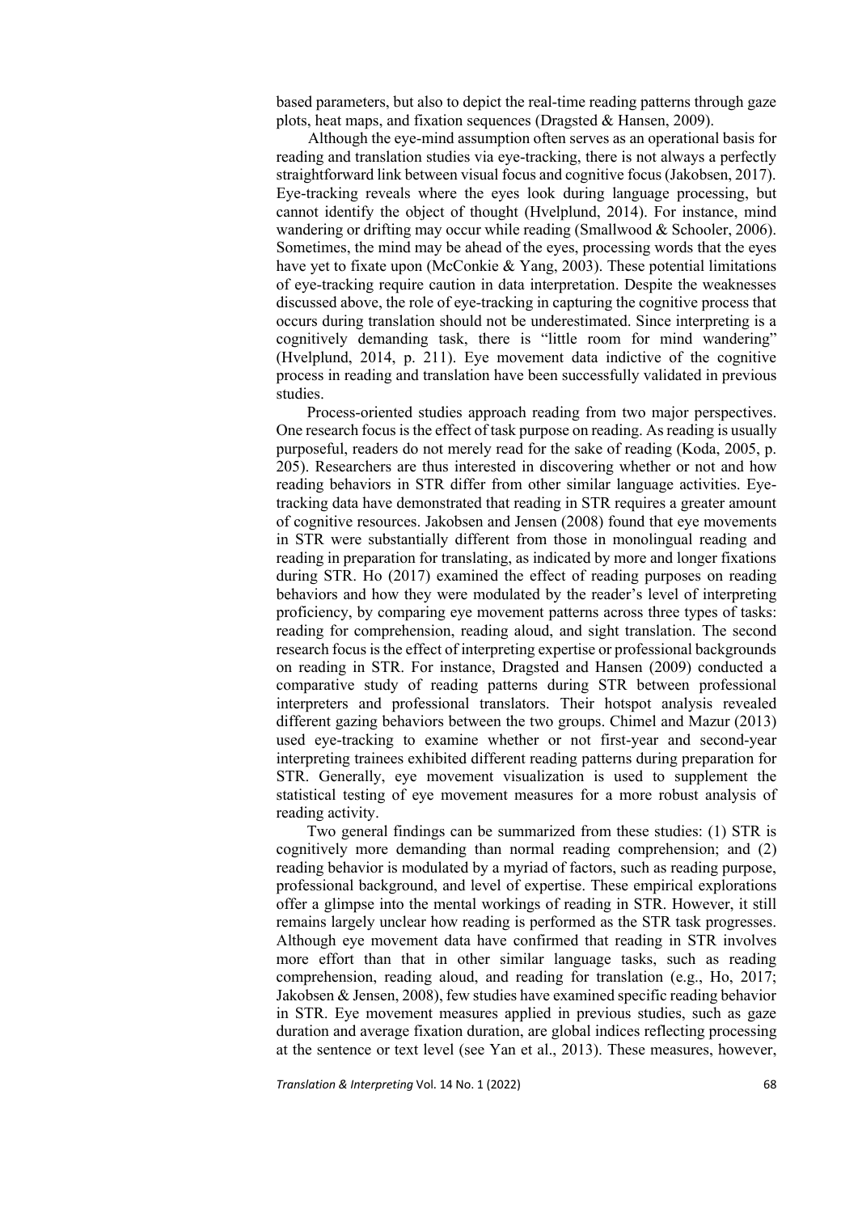based parameters, but also to depict the real-time reading patterns through gaze plots, heat maps, and fixation sequences (Dragsted & Hansen, 2009).

Although the eye-mind assumption often serves as an operational basis for reading and translation studies via eye-tracking, there is not always a perfectly straightforward link between visual focus and cognitive focus (Jakobsen, 2017). Eye-tracking reveals where the eyes look during language processing, but cannot identify the object of thought (Hvelplund, 2014). For instance, mind wandering or drifting may occur while reading (Smallwood & Schooler, 2006). Sometimes, the mind may be ahead of the eyes, processing words that the eyes have yet to fixate upon (McConkie & Yang, 2003). These potential limitations of eye-tracking require caution in data interpretation. Despite the weaknesses discussed above, the role of eye-tracking in capturing the cognitive process that occurs during translation should not be underestimated. Since interpreting is a cognitively demanding task, there is "little room for mind wandering" (Hvelplund, 2014, p. 211). Eye movement data indictive of the cognitive process in reading and translation have been successfully validated in previous studies.

Process-oriented studies approach reading from two major perspectives. One research focus is the effect of task purpose on reading. As reading is usually purposeful, readers do not merely read for the sake of reading (Koda, 2005, p. 205). Researchers are thus interested in discovering whether or not and how reading behaviors in STR differ from other similar language activities. Eye-tracking data have demonstrated that reading in STR requires a greater amount of cognitive resources. Jakobsen and Jensen (2008) found that eye movements in STR were substantially different from those in monolingual reading and reading in preparation for translating, as indicated by more and longer fixations during STR. Ho (2017) examined the effect of reading purposes on reading behaviors and how they were modulated by the reader's level of interpreting proficiency, by comparing eye movement patterns across three types of tasks: reading for comprehension, reading aloud, and sight translation. The second research focus is the effect of interpreting expertise or professional backgrounds on reading in STR. For instance, Dragsted and Hansen (2009) conducted a comparative study of reading patterns during STR between professional interpreters and professional translators. Their hotspot analysis revealed different gazing behaviors between the two groups. Chimel and Mazur (2013) used eye-tracking to examine whether or not first-year and second-year interpreting trainees exhibited different reading patterns during preparation for STR. Generally, eye movement visualization is used to supplement the statistical testing of eye movement measures for a more robust analysis of reading activity.

Two general findings can be summarized from these studies: (1) STR is cognitively more demanding than normal reading comprehension; and (2) reading behavior is modulated by a myriad of factors, such as reading purpose, professional background, and level of expertise. These empirical explorations offer a glimpse into the mental workings of reading in STR. However, it still remains largely unclear how reading is performed as the STR task progresses. Although eye movement data have confirmed that reading in STR involves more effort than that in other similar language tasks, such as reading comprehension, reading aloud, and reading for translation (e.g., Ho, 2017; Jakobsen & Jensen, 2008), few studies have examined specific reading behavior in STR. Eye movement measures applied in previous studies, such as gaze duration and average fixation duration, are global indices reflecting processing at the sentence or text level (see Yan et al., 2013). These measures, however,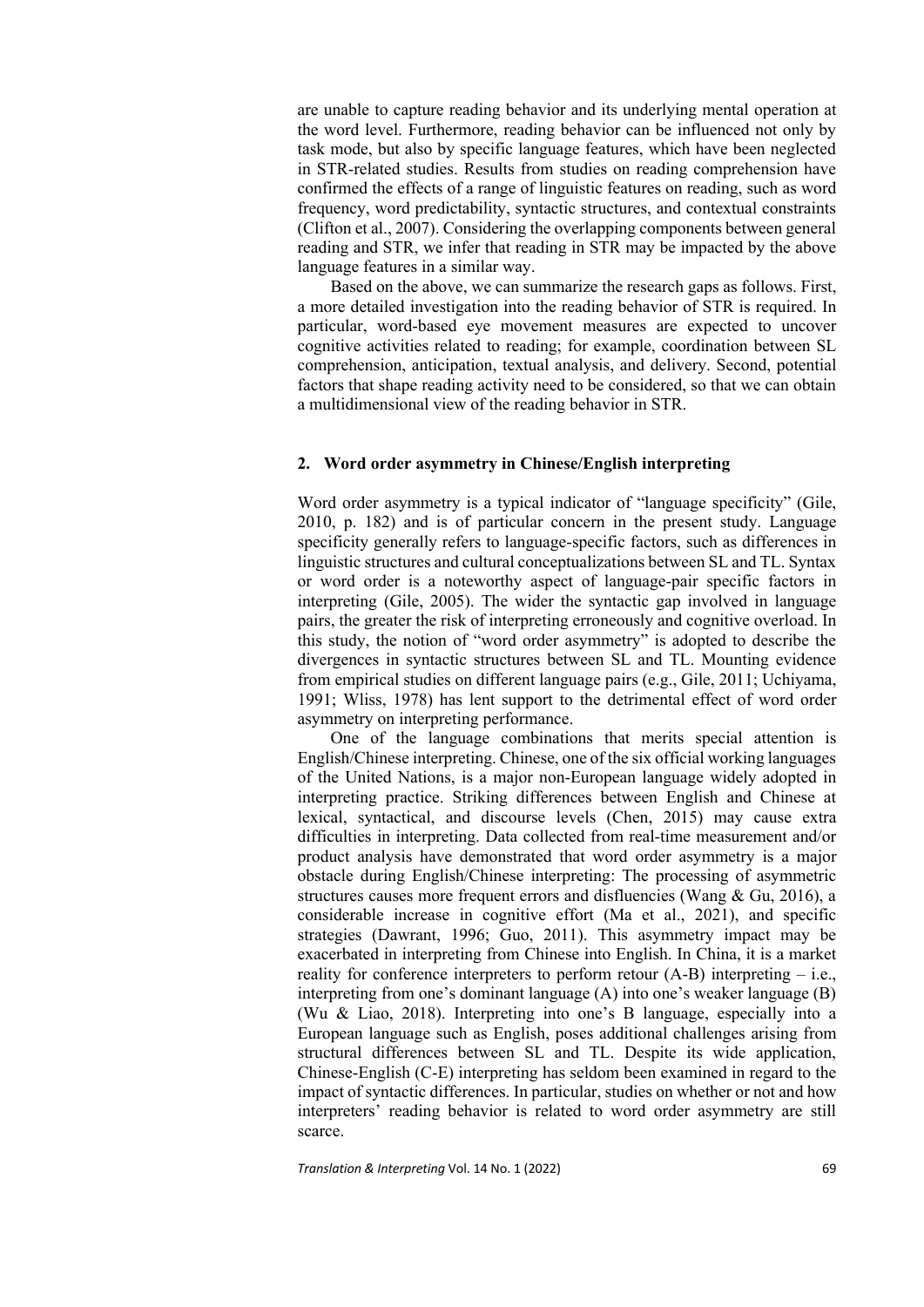are unable to capture reading behavior and its underlying mental operation at the word level. Furthermore, reading behavior can be influenced not only by task mode, but also by specific language features, which have been neglected in STR-related studies. Results from studies on reading comprehension have confirmed the effects of a range of linguistic features on reading, such as word frequency, word predictability, syntactic structures, and contextual constraints (Clifton et al., 2007). Considering the overlapping components between general reading and STR, we infer that reading in STR may be impacted by the above language features in a similar way.

Based on the above, we can summarize the research gaps as follows. First, a more detailed investigation into the reading behavior of STR is required. In particular, word-based eye movement measures are expected to uncover cognitive activities related to reading; for example, coordination between SL comprehension, anticipation, textual analysis, and delivery. Second, potential factors that shape reading activity need to be considered, so that we can obtain a multidimensional view of the reading behavior in STR.

## 2. Word order asymmetry in Chinese/English interpreting

Word order asymmetry is a typical indicator of "language specificity" (Gile, 2010, p. 182) and is of particular concern in the present study. Language specificity generally refers to language-specific factors, such as differences in linguistic structures and cultural conceptualizations between SL and TL. Syntax or word order is a noteworthy aspect of language-pair specific factors in interpreting (Gile, 2005). The wider the syntactic gap involved in language pairs, the greater the risk of interpreting erroneously and cognitive overload. In this study, the notion of "word order asymmetry" is adopted to describe the divergences in syntactic structures between SL and TL. Mounting evidence from empirical studies on different language pairs (e.g., Gile, 2011; Uchiyama, 1991; Wliss, 1978) has lent support to the detrimental effect of word order asymmetry on interpreting performance.

One of the language combinations that merits special attention is English/Chinese interpreting. Chinese, one of the six official working languages of the United Nations, is a major non-European language widely adopted in interpreting practice. Striking differences between English and Chinese at lexical, syntactical, and discourse levels (Chen, 2015) may cause extra difficulties in interpreting. Data collected from real-time measurement and/or product analysis have demonstrated that word order asymmetry is a major obstacle during English/Chinese interpreting: The processing of asymmetric structures causes more frequent errors and disfluencies (Wang & Gu, 2016), a considerable increase in cognitive effort (Ma et al., 2021), and specific strategies (Dawrant, 1996; Guo, 2011). This asymmetry impact may be exacerbated in interpreting from Chinese into English. In China, it is a market reality for conference interpreters to perform retour (A-B) interpreting – i.e., interpreting from one's dominant language (A) into one's weaker language (B) (Wu & Liao, 2018). Interpreting into one's B language, especially into a European language such as English, poses additional challenges arising from structural differences between SL and TL. Despite its wide application, Chinese-English (C-E) interpreting has seldom been examined in regard to the impact of syntactic differences. In particular, studies on whether or not and how interpreters' reading behavior is related to word order asymmetry are still scarce.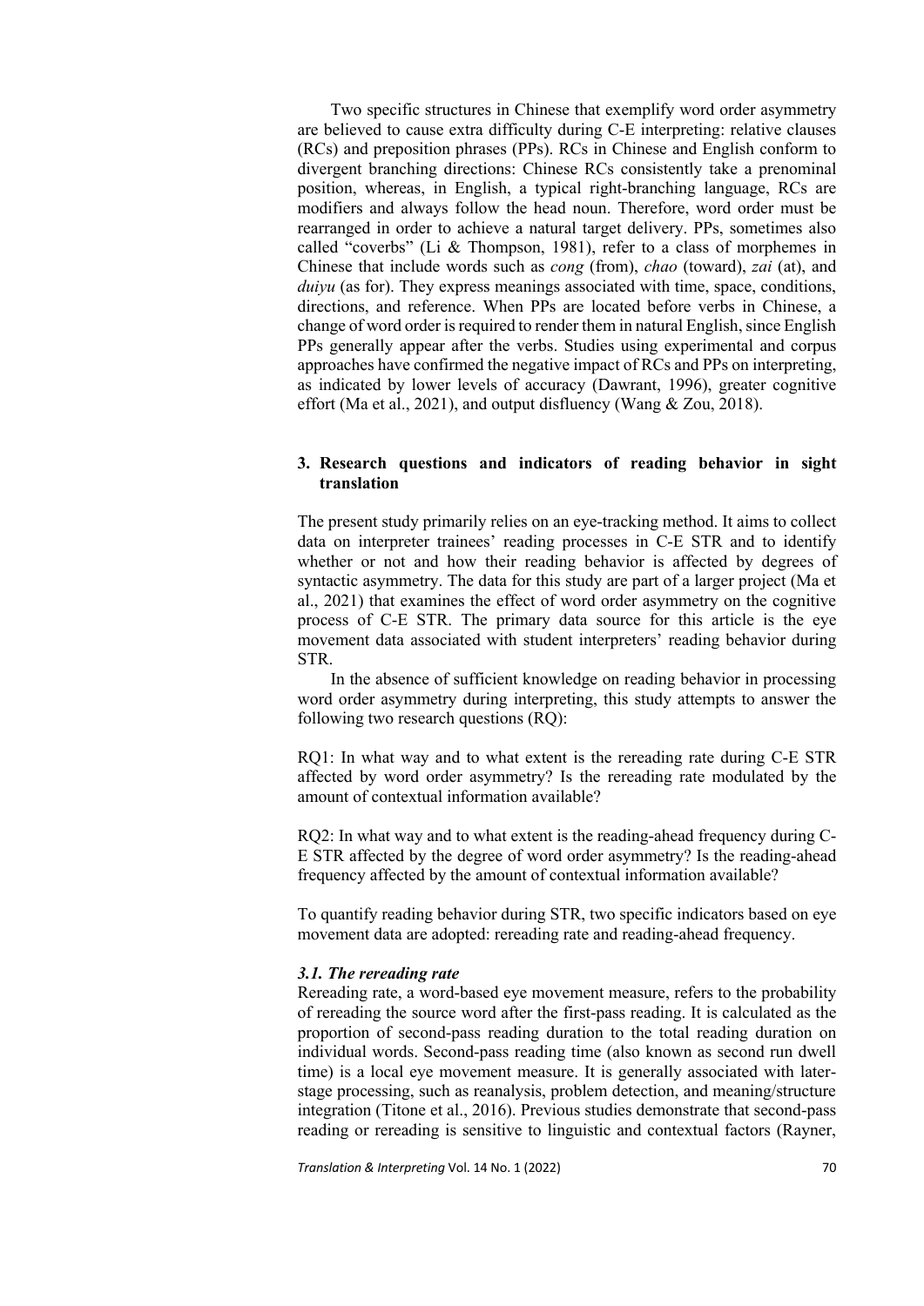Two specific structures in Chinese that exemplify word order asymmetry are believed to cause extra difficulty during C-E interpreting: relative clauses (RCs) and preposition phrases (PPs). RCs in Chinese and English conform to divergent branching directions: Chinese RCs consistently take a prenominal position, whereas, in English, a typical right-branching language, RCs are modifiers and always follow the head noun. Therefore, word order must be rearranged in order to achieve a natural target delivery. PPs, sometimes also called "coverbs" (Li & Thompson, 1981), refer to a class of morphemes in Chinese that include words such as *cong* (from), *chao* (toward), *zai* (at), and *duiyu* (as for). They express meanings associated with time, space, conditions, directions, and reference. When PPs are located before verbs in Chinese, a change of word order is required to render them in natural English, since English PPs generally appear after the verbs. Studies using experimental and corpus approaches have confirmed the negative impact of RCs and PPs on interpreting, as indicated by lower levels of accuracy (Dawrant, 1996), greater cognitive effort (Ma et al., 2021), and output disfluency (Wang & Zou, 2018).

## 3. Research questions and indicators of reading behavior in sight translation

The present study primarily relies on an eye-tracking method. It aims to collect data on interpreter trainees' reading processes in C-E STR and to identify whether or not and how their reading behavior is affected by degrees of syntactic asymmetry. The data for this study are part of a larger project (Ma et al., 2021) that examines the effect of word order asymmetry on the cognitive process of C-E STR. The primary data source for this article is the eye movement data associated with student interpreters' reading behavior during STR.

In the absence of sufficient knowledge on reading behavior in processing word order asymmetry during interpreting, this study attempts to answer the following two research questions (RQ):

RQ1: In what way and to what extent is the rereading rate during C-E STR affected by word order asymmetry? Is the rereading rate modulated by the amount of contextual information available?

RQ2: In what way and to what extent is the reading-ahead frequency during C-E STR affected by the degree of word order asymmetry? Is the reading-ahead frequency affected by the amount of contextual information available?

To quantify reading behavior during STR, two specific indicators based on eye movement data are adopted: rereading rate and reading-ahead frequency.

### *3.1. The rereading rate*

Rereading rate, a word-based eye movement measure, refers to the probability of rereading the source word after the first-pass reading. It is calculated as the proportion of second-pass reading duration to the total reading duration on individual words. Second-pass reading time (also known as second run dwell time) is a local eye movement measure. It is generally associated with later-stage processing, such as reanalysis, problem detection, and meaning/structure integration (Titone et al., 2016). Previous studies demonstrate that second-pass reading or rereading is sensitive to linguistic and contextual factors (Rayner,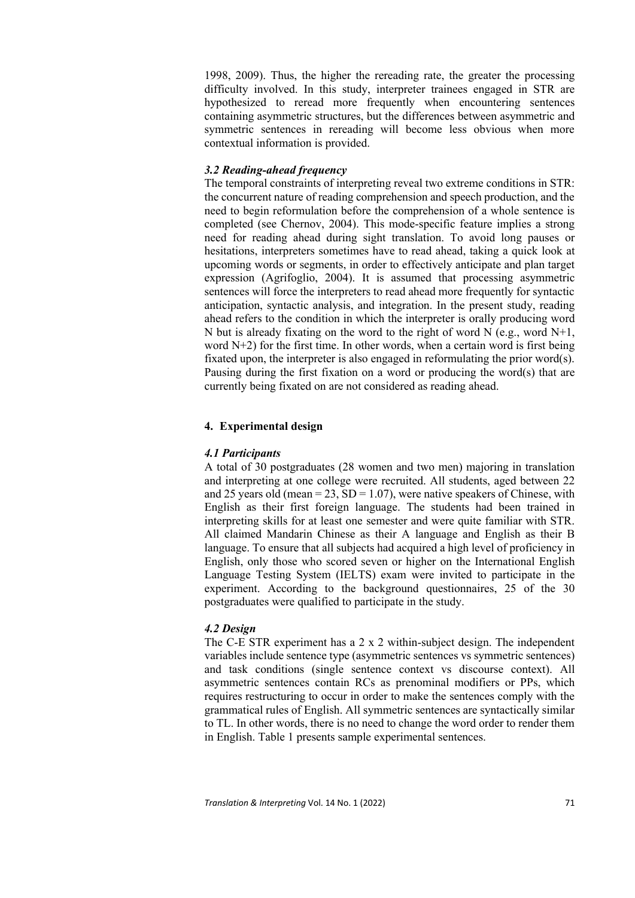1998, 2009). Thus, the higher the rereading rate, the greater the processing difficulty involved. In this study, interpreter trainees engaged in STR are hypothesized to reread more frequently when encountering sentences containing asymmetric structures, but the differences between asymmetric and symmetric sentences in rereading will become less obvious when more contextual information is provided.

### *3.2 Reading-ahead frequency*

The temporal constraints of interpreting reveal two extreme conditions in STR: the concurrent nature of reading comprehension and speech production, and the need to begin reformulation before the comprehension of a whole sentence is completed (see Chernov, 2004). This mode-specific feature implies a strong need for reading ahead during sight translation. To avoid long pauses or hesitations, interpreters sometimes have to read ahead, taking a quick look at upcoming words or segments, in order to effectively anticipate and plan target expression (Agrifoglio, 2004). It is assumed that processing asymmetric sentences will force the interpreters to read ahead more frequently for syntactic anticipation, syntactic analysis, and integration. In the present study, reading ahead refers to the condition in which the interpreter is orally producing word N but is already fixating on the word to the right of word N (e.g., word N+1, word N+2) for the first time. In other words, when a certain word is first being fixated upon, the interpreter is also engaged in reformulating the prior word(s). Pausing during the first fixation on a word or producing the word(s) that are currently being fixated on are not considered as reading ahead.

## 4. Experimental design

### *4.1 Participants*

A total of 30 postgraduates (28 women and two men) majoring in translation and interpreting at one college were recruited. All students, aged between 22 and 25 years old (mean = 23, SD = 1.07), were native speakers of Chinese, with English as their first foreign language. The students had been trained in interpreting skills for at least one semester and were quite familiar with STR. All claimed Mandarin Chinese as their A language and English as their B language. To ensure that all subjects had acquired a high level of proficiency in English, only those who scored seven or higher on the International English Language Testing System (IELTS) exam were invited to participate in the experiment. According to the background questionnaires, 25 of the 30 postgraduates were qualified to participate in the study.

### *4.2 Design*

The C-E STR experiment has a 2 x 2 within-subject design. The independent variables include sentence type (asymmetric sentences vs symmetric sentences) and task conditions (single sentence context vs discourse context). All asymmetric sentences contain RCs as prenominal modifiers or PPs, which requires restructuring to occur in order to make the sentences comply with the grammatical rules of English. All symmetric sentences are syntactically similar to TL. In other words, there is no need to change the word order to render them in English. Table 1 presents sample experimental sentences.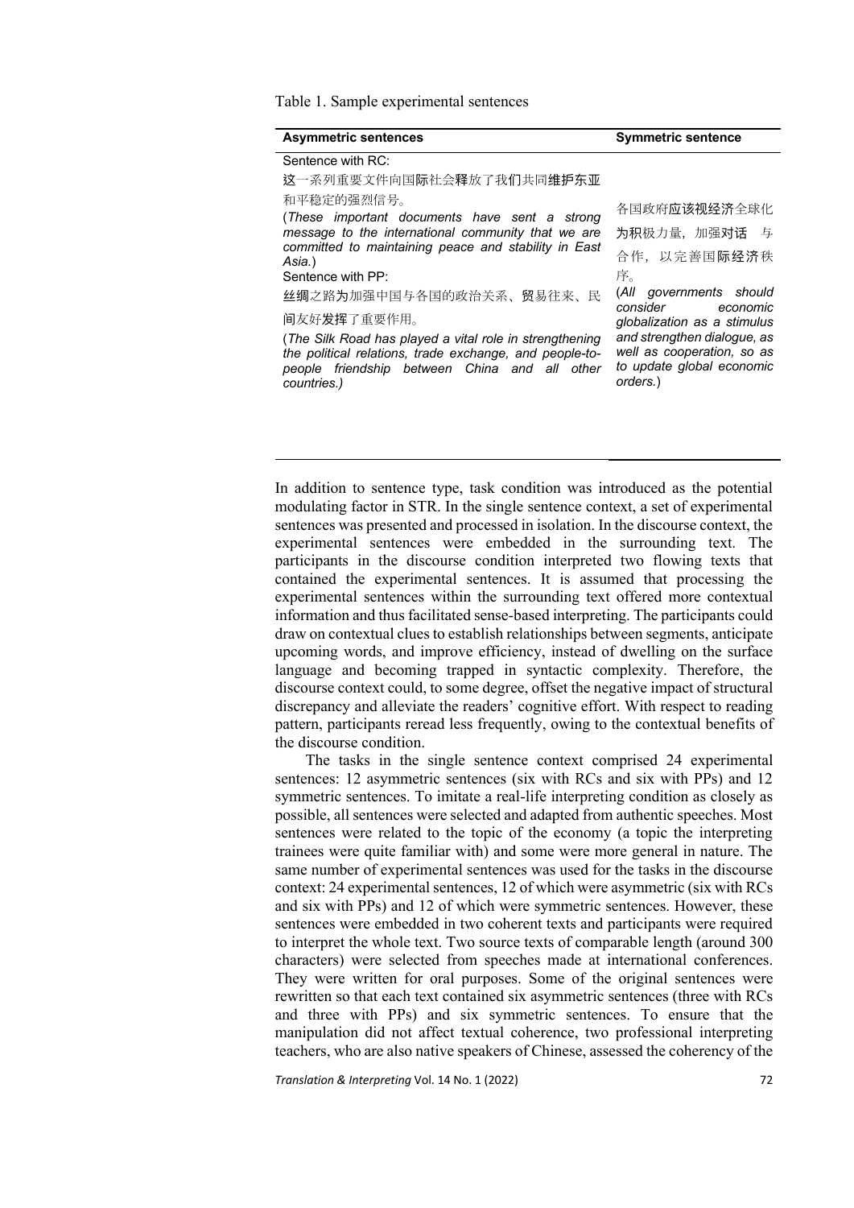Table 1. Sample experimental sentences

| Asymmetric sentences | Symmetric sentence |
|---|---|
| Sentence with RC:<br>这一系列重要文件向国际社会释放了我们共同维护东亚和平稳定的强烈信号。<br>(*These important documents have sent a strong message to the international community that we are committed to maintaining peace and stability in East Asia.*)<br>Sentence with PP:<br>丝绸之路为加强中国与各国的政治关系、贸易往来、民间友好发挥了重要作用。<br>(*The Silk Road has played a vital role in strengthening the political relations, trade exchange, and people-to-people friendship between China and all other countries.)* | 各国政府应该视经济全球化为积极力量，加强对话与合作，以完善国际经济秩序。<br>(*All governments should consider economic globalization as a stimulus and strengthen dialogue, as well as cooperation, so as to update global economic orders.*) |

In addition to sentence type, task condition was introduced as the potential modulating factor in STR. In the single sentence context, a set of experimental sentences was presented and processed in isolation. In the discourse context, the experimental sentences were embedded in the surrounding text. The participants in the discourse condition interpreted two flowing texts that contained the experimental sentences. It is assumed that processing the experimental sentences within the surrounding text offered more contextual information and thus facilitated sense-based interpreting. The participants could draw on contextual clues to establish relationships between segments, anticipate upcoming words, and improve efficiency, instead of dwelling on the surface language and becoming trapped in syntactic complexity. Therefore, the discourse context could, to some degree, offset the negative impact of structural discrepancy and alleviate the readers' cognitive effort. With respect to reading pattern, participants reread less frequently, owing to the contextual benefits of the discourse condition.

The tasks in the single sentence context comprised 24 experimental sentences: 12 asymmetric sentences (six with RCs and six with PPs) and 12 symmetric sentences. To imitate a real-life interpreting condition as closely as possible, all sentences were selected and adapted from authentic speeches. Most sentences were related to the topic of the economy (a topic the interpreting trainees were quite familiar with) and some were more general in nature. The same number of experimental sentences was used for the tasks in the discourse context: 24 experimental sentences, 12 of which were asymmetric (six with RCs and six with PPs) and 12 of which were symmetric sentences. However, these sentences were embedded in two coherent texts and participants were required to interpret the whole text. Two source texts of comparable length (around 300 characters) were selected from speeches made at international conferences. They were written for oral purposes. Some of the original sentences were rewritten so that each text contained six asymmetric sentences (three with RCs and three with PPs) and six symmetric sentences. To ensure that the manipulation did not affect textual coherence, two professional interpreting teachers, who are also native speakers of Chinese, assessed the coherency of the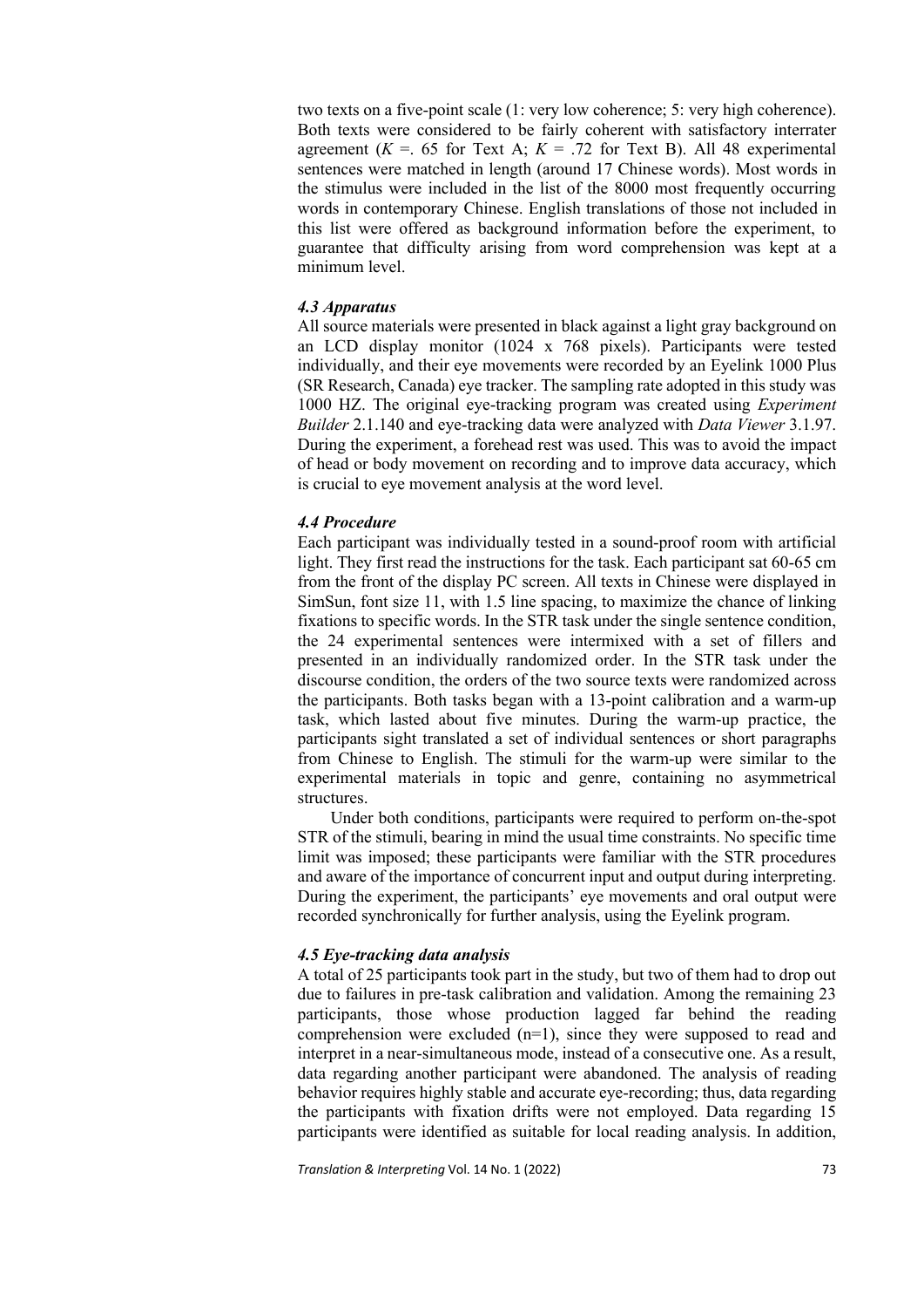two texts on a five-point scale (1: very low coherence; 5: very high coherence). Both texts were considered to be fairly coherent with satisfactory interrater agreement ($K$ =. 65 for Text A; $K$ = .72 for Text B). All 48 experimental sentences were matched in length (around 17 Chinese words). Most words in the stimulus were included in the list of the 8000 most frequently occurring words in contemporary Chinese. English translations of those not included in this list were offered as background information before the experiment, to guarantee that difficulty arising from word comprehension was kept at a minimum level.

### *4.3 Apparatus*

All source materials were presented in black against a light gray background on an LCD display monitor (1024 x 768 pixels). Participants were tested individually, and their eye movements were recorded by an Eyelink 1000 Plus (SR Research, Canada) eye tracker. The sampling rate adopted in this study was 1000 HZ. The original eye-tracking program was created using *Experiment Builder* 2.1.140 and eye-tracking data were analyzed with *Data Viewer* 3.1.97. During the experiment, a forehead rest was used. This was to avoid the impact of head or body movement on recording and to improve data accuracy, which is crucial to eye movement analysis at the word level.

### *4.4 Procedure*

Each participant was individually tested in a sound-proof room with artificial light. They first read the instructions for the task. Each participant sat 60-65 cm from the front of the display PC screen. All texts in Chinese were displayed in SimSun, font size 11, with 1.5 line spacing, to maximize the chance of linking fixations to specific words. In the STR task under the single sentence condition, the 24 experimental sentences were intermixed with a set of fillers and presented in an individually randomized order. In the STR task under the discourse condition, the orders of the two source texts were randomized across the participants. Both tasks began with a 13-point calibration and a warm-up task, which lasted about five minutes. During the warm-up practice, the participants sight translated a set of individual sentences or short paragraphs from Chinese to English. The stimuli for the warm-up were similar to the experimental materials in topic and genre, containing no asymmetrical structures.

Under both conditions, participants were required to perform on-the-spot STR of the stimuli, bearing in mind the usual time constraints. No specific time limit was imposed; these participants were familiar with the STR procedures and aware of the importance of concurrent input and output during interpreting. During the experiment, the participants' eye movements and oral output were recorded synchronically for further analysis, using the Eyelink program.

### *4.5 Eye-tracking data analysis*

A total of 25 participants took part in the study, but two of them had to drop out due to failures in pre-task calibration and validation. Among the remaining 23 participants, those whose production lagged far behind the reading comprehension were excluded (n=1), since they were supposed to read and interpret in a near-simultaneous mode, instead of a consecutive one. As a result, data regarding another participant were abandoned. The analysis of reading behavior requires highly stable and accurate eye-recording; thus, data regarding the participants with fixation drifts were not employed. Data regarding 15 participants were identified as suitable for local reading analysis. In addition,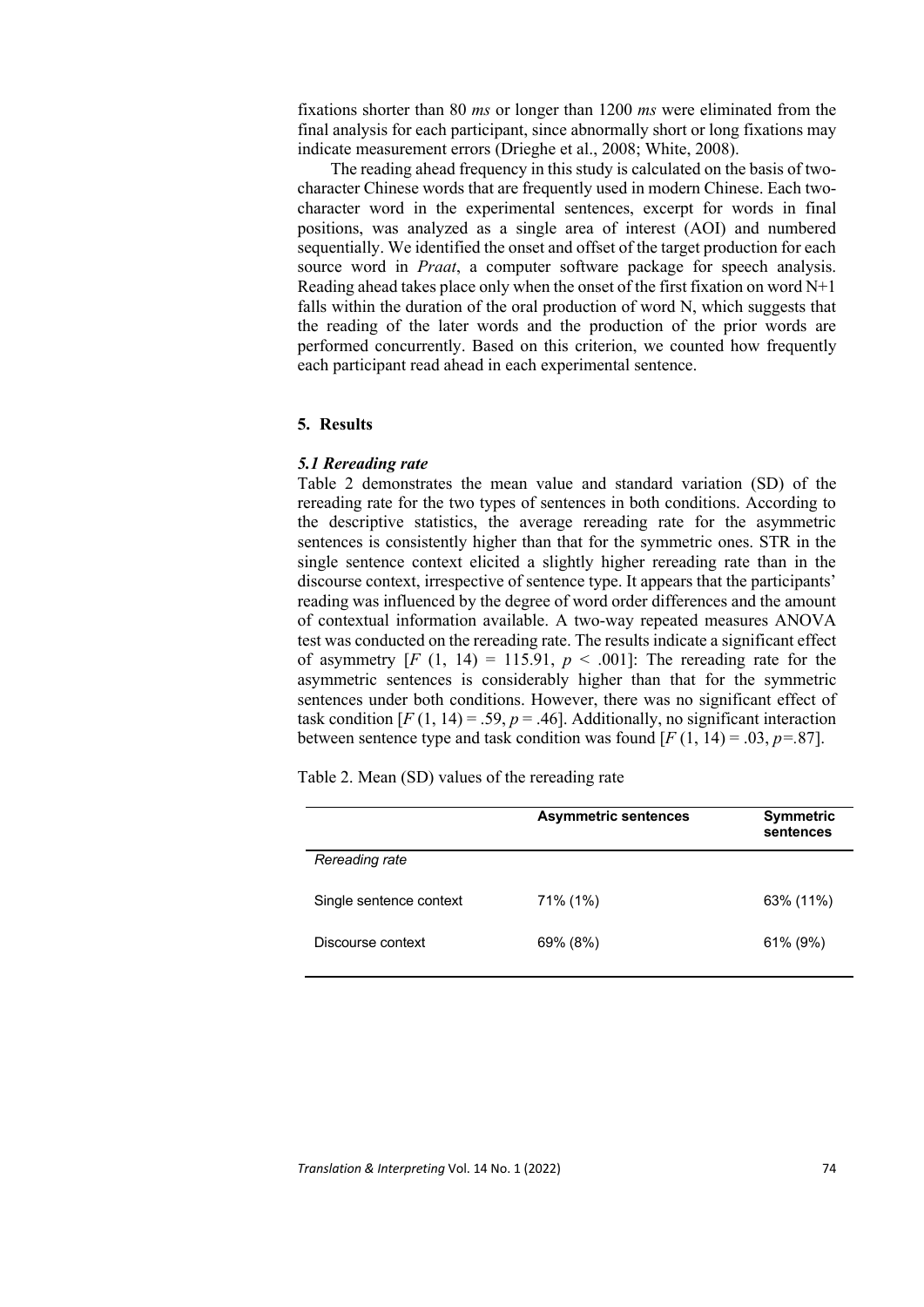fixations shorter than 80 *ms* or longer than 1200 *ms* were eliminated from the final analysis for each participant, since abnormally short or long fixations may indicate measurement errors (Drieghe et al., 2008; White, 2008).

The reading ahead frequency in this study is calculated on the basis of two-character Chinese words that are frequently used in modern Chinese. Each two-character word in the experimental sentences, excerpt for words in final positions, was analyzed as a single area of interest (AOI) and numbered sequentially. We identified the onset and offset of the target production for each source word in *Praat*, a computer software package for speech analysis. Reading ahead takes place only when the onset of the first fixation on word N+1 falls within the duration of the oral production of word N, which suggests that the reading of the later words and the production of the prior words are performed concurrently. Based on this criterion, we counted how frequently each participant read ahead in each experimental sentence.

## 5. Results

### *5.1 Rereading rate*

Table 2 demonstrates the mean value and standard variation (SD) of the rereading rate for the two types of sentences in both conditions. According to the descriptive statistics, the average rereading rate for the asymmetric sentences is consistently higher than that for the symmetric ones. STR in the single sentence context elicited a slightly higher rereading rate than in the discourse context, irrespective of sentence type. It appears that the participants' reading was influenced by the degree of word order differences and the amount of contextual information available. A two-way repeated measures ANOVA test was conducted on the rereading rate. The results indicate a significant effect of asymmetry [$F$ (1, 14) = 115.91, $p$ < .001]: The rereading rate for the asymmetric sentences is considerably higher than that for the symmetric sentences under both conditions. However, there was no significant effect of task condition [$F$ (1, 14) = .59, $p$ = .46]. Additionally, no significant interaction between sentence type and task condition was found [$F$ (1, 14) = .03, $p$=.87].

Table 2. Mean (SD) values of the rereading rate

| | **Asymmetric sentences** | **Symmetric sentences** |
|---|---|---|
| *Rereading rate* | | |
| Single sentence context | 71% (1%) | 63% (11%) |
| Discourse context | 69% (8%) | 61% (9%) |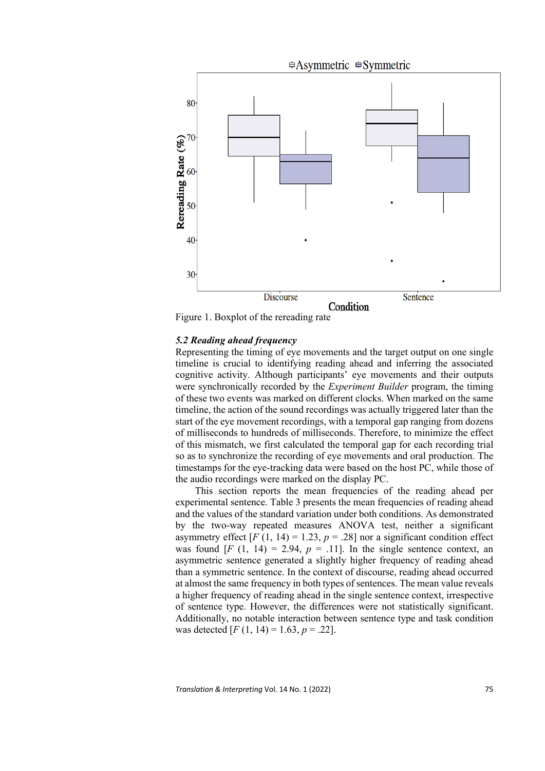Figure 1. Boxplot of the rereading rate

### *5.2 Reading ahead frequency*

Representing the timing of eye movements and the target output on one single timeline is crucial to identifying reading ahead and inferring the associated cognitive activity. Although participants' eye movements and their outputs were synchronically recorded by the *Experiment Builder* program, the timing of these two events was marked on different clocks. When marked on the same timeline, the action of the sound recordings was actually triggered later than the start of the eye movement recordings, with a temporal gap ranging from dozens of milliseconds to hundreds of milliseconds. Therefore, to minimize the effect of this mismatch, we first calculated the temporal gap for each recording trial so as to synchronize the recording of eye movements and oral production. The timestamps for the eye-tracking data were based on the host PC, while those of the audio recordings were marked on the display PC.

This section reports the mean frequencies of the reading ahead per experimental sentence. Table 3 presents the mean frequencies of reading ahead and the values of the standard variation under both conditions. As demonstrated by the two-way repeated measures ANOVA test, neither a significant asymmetry effect [$F\ (1,\ 14) = 1.23$, $p = .28$] nor a significant condition effect was found [$F\ (1,\ 14) = 2.94$, $p = .11$]. In the single sentence context, an asymmetric sentence generated a slightly higher frequency of reading ahead than a symmetric sentence. In the context of discourse, reading ahead occurred at almost the same frequency in both types of sentences. The mean value reveals a higher frequency of reading ahead in the single sentence context, irrespective of sentence type. However, the differences were not statistically significant. Additionally, no notable interaction between sentence type and task condition was detected [$F\ (1,\ 14) = 1.63$, $p = .22$].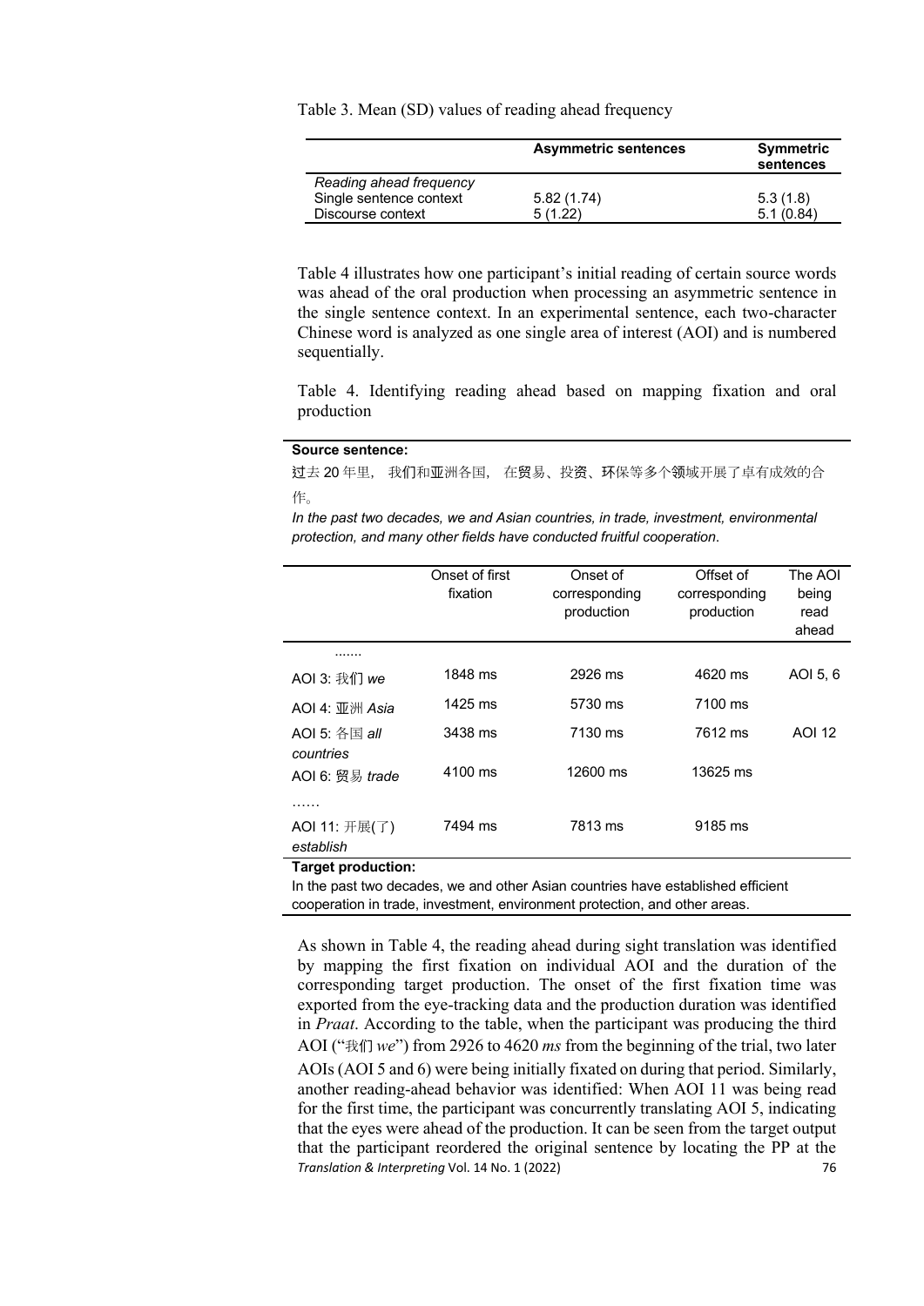Table 3. Mean (SD) values of reading ahead frequency

| | **Asymmetric sentences** | **Symmetric sentences** |
|---|---|---|
| *Reading ahead frequency* | | |
| Single sentence context | 5.82 (1.74) | 5.3 (1.8) |
| Discourse context | 5 (1.22) | 5.1 (0.84) |

Table 4 illustrates how one participant's initial reading of certain source words was ahead of the oral production when processing an asymmetric sentence in the single sentence context. In an experimental sentence, each two-character Chinese word is analyzed as one single area of interest (AOI) and is numbered sequentially.

Table 4. Identifying reading ahead based on mapping fixation and oral production

**Source sentence:**

过去 20 年里， 我们和亚洲各国， 在贸易、投资、环保等多个领域开展了卓有成效的合作。

*In the past two decades, we and Asian countries, in trade, investment, environmental protection, and many other fields have conducted fruitful cooperation.*

| | Onset of first fixation | Onset of corresponding production | Offset of corresponding production | The AOI being read ahead |
|---|---|---|---|---|
| ....... | | | | |
| AOI 3: 我们 *we* | 1848 ms | 2926 ms | 4620 ms | AOI 5, 6 |
| AOI 4: 亚洲 *Asia* | 1425 ms | 5730 ms | 7100 ms | |
| AOI 5: 各国 *all countries* | 3438 ms | 7130 ms | 7612 ms | AOI 12 |
| AOI 6: 贸易 *trade* | 4100 ms | 12600 ms | 13625 ms | |
| …… | | | | |
| AOI 11: 开展(了) *establish* | 7494 ms | 7813 ms | 9185 ms | |

**Target production:**

In the past two decades, we and other Asian countries have established efficient cooperation in trade, investment, environment protection, and other areas.

As shown in Table 4, the reading ahead during sight translation was identified by mapping the first fixation on individual AOI and the duration of the corresponding target production. The onset of the first fixation time was exported from the eye-tracking data and the production duration was identified in *Praat*. According to the table, when the participant was producing the third AOI ("我们 *we*") from 2926 to 4620 *ms* from the beginning of the trial, two later AOIs (AOI 5 and 6) were being initially fixated on during that period. Similarly, another reading-ahead behavior was identified: When AOI 11 was being read for the first time, the participant was concurrently translating AOI 5, indicating that the eyes were ahead of the production. It can be seen from the target output that the participant reordered the original sentence by locating the PP at the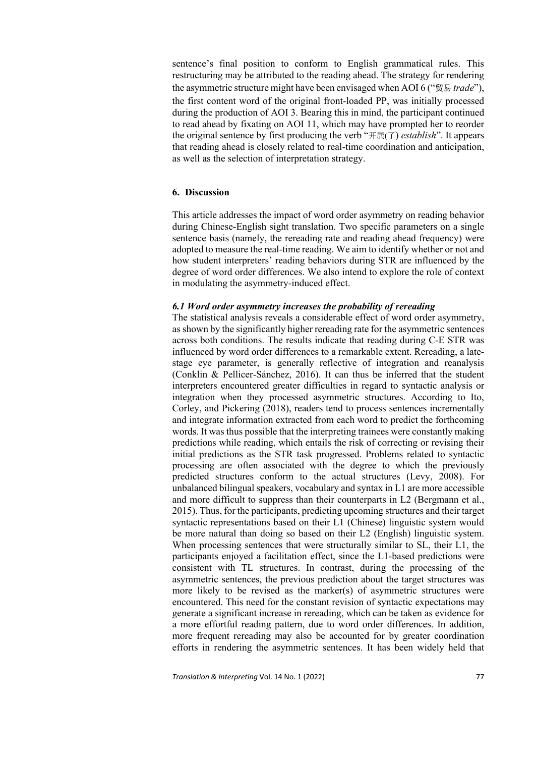sentence's final position to conform to English grammatical rules. This restructuring may be attributed to the reading ahead. The strategy for rendering the asymmetric structure might have been envisaged when AOI 6 ("贸易 *trade*"), the first content word of the original front-loaded PP, was initially processed during the production of AOI 3. Bearing this in mind, the participant continued to read ahead by fixating on AOI 11, which may have prompted her to reorder the original sentence by first producing the verb "开展(了) *establish*". It appears that reading ahead is closely related to real-time coordination and anticipation, as well as the selection of interpretation strategy.

## 6. Discussion

This article addresses the impact of word order asymmetry on reading behavior during Chinese-English sight translation. Two specific parameters on a single sentence basis (namely, the rereading rate and reading ahead frequency) were adopted to measure the real-time reading. We aim to identify whether or not and how student interpreters' reading behaviors during STR are influenced by the degree of word order differences. We also intend to explore the role of context in modulating the asymmetry-induced effect.

### *6.1 Word order asymmetry increases the probability of rereading*

The statistical analysis reveals a considerable effect of word order asymmetry, as shown by the significantly higher rereading rate for the asymmetric sentences across both conditions. The results indicate that reading during C-E STR was influenced by word order differences to a remarkable extent. Rereading, a late-stage eye parameter, is generally reflective of integration and reanalysis (Conklin & Pellicer-Sánchez, 2016). It can thus be inferred that the student interpreters encountered greater difficulties in regard to syntactic analysis or integration when they processed asymmetric structures. According to Ito, Corley, and Pickering (2018), readers tend to process sentences incrementally and integrate information extracted from each word to predict the forthcoming words. It was thus possible that the interpreting trainees were constantly making predictions while reading, which entails the risk of correcting or revising their initial predictions as the STR task progressed. Problems related to syntactic processing are often associated with the degree to which the previously predicted structures conform to the actual structures (Levy, 2008). For unbalanced bilingual speakers, vocabulary and syntax in L1 are more accessible and more difficult to suppress than their counterparts in L2 (Bergmann et al., 2015). Thus, for the participants, predicting upcoming structures and their target syntactic representations based on their L1 (Chinese) linguistic system would be more natural than doing so based on their L2 (English) linguistic system. When processing sentences that were structurally similar to SL, their L1, the participants enjoyed a facilitation effect, since the L1-based predictions were consistent with TL structures. In contrast, during the processing of the asymmetric sentences, the previous prediction about the target structures was more likely to be revised as the marker(s) of asymmetric structures were encountered. This need for the constant revision of syntactic expectations may generate a significant increase in rereading, which can be taken as evidence for a more effortful reading pattern, due to word order differences. In addition, more frequent rereading may also be accounted for by greater coordination efforts in rendering the asymmetric sentences. It has been widely held that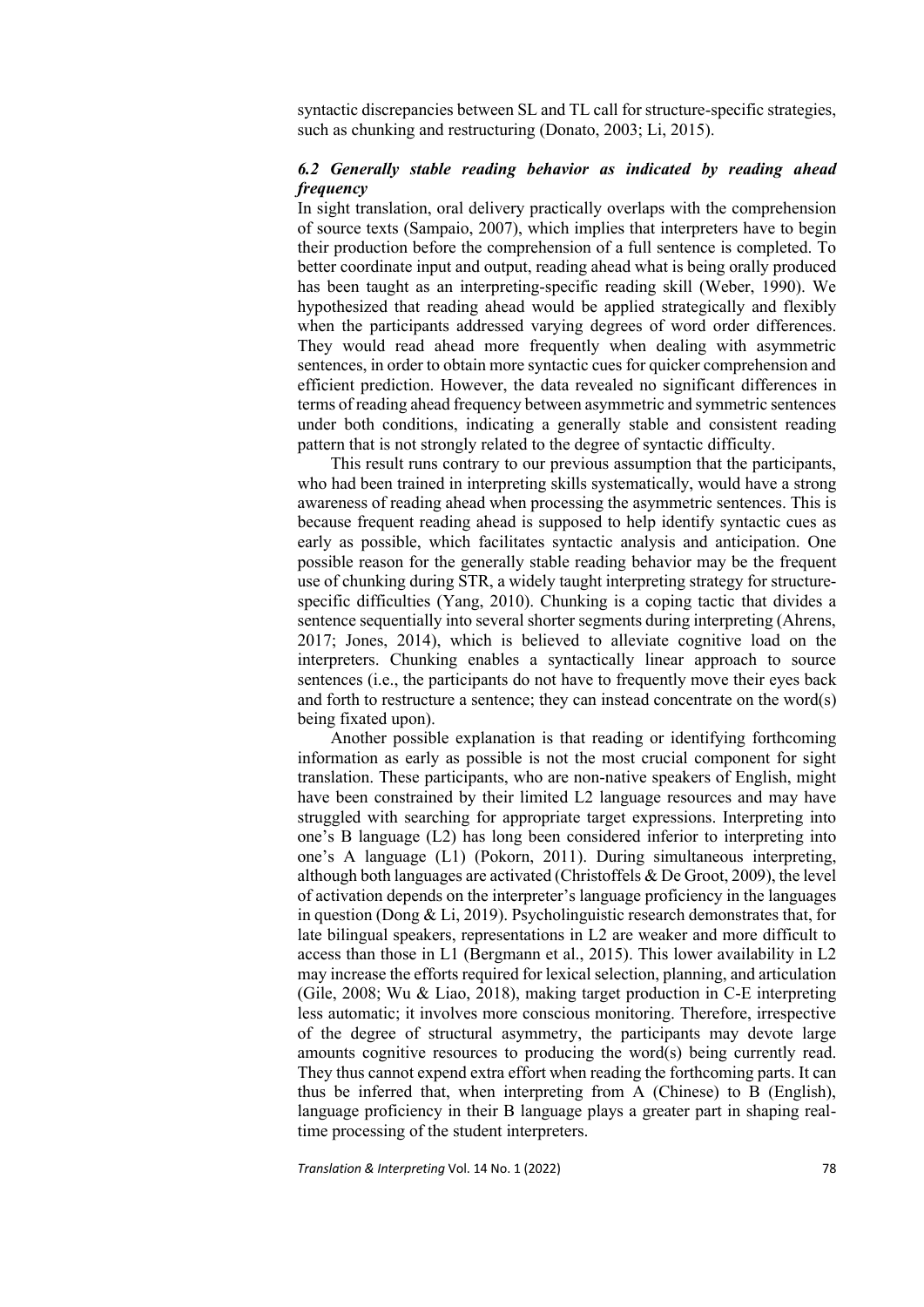syntactic discrepancies between SL and TL call for structure-specific strategies, such as chunking and restructuring (Donato, 2003; Li, 2015).

### *6.2 Generally stable reading behavior as indicated by reading ahead frequency*

In sight translation, oral delivery practically overlaps with the comprehension of source texts (Sampaio, 2007), which implies that interpreters have to begin their production before the comprehension of a full sentence is completed. To better coordinate input and output, reading ahead what is being orally produced has been taught as an interpreting-specific reading skill (Weber, 1990). We hypothesized that reading ahead would be applied strategically and flexibly when the participants addressed varying degrees of word order differences. They would read ahead more frequently when dealing with asymmetric sentences, in order to obtain more syntactic cues for quicker comprehension and efficient prediction. However, the data revealed no significant differences in terms of reading ahead frequency between asymmetric and symmetric sentences under both conditions, indicating a generally stable and consistent reading pattern that is not strongly related to the degree of syntactic difficulty.

This result runs contrary to our previous assumption that the participants, who had been trained in interpreting skills systematically, would have a strong awareness of reading ahead when processing the asymmetric sentences. This is because frequent reading ahead is supposed to help identify syntactic cues as early as possible, which facilitates syntactic analysis and anticipation. One possible reason for the generally stable reading behavior may be the frequent use of chunking during STR, a widely taught interpreting strategy for structure-specific difficulties (Yang, 2010). Chunking is a coping tactic that divides a sentence sequentially into several shorter segments during interpreting (Ahrens, 2017; Jones, 2014), which is believed to alleviate cognitive load on the interpreters. Chunking enables a syntactically linear approach to source sentences (i.e., the participants do not have to frequently move their eyes back and forth to restructure a sentence; they can instead concentrate on the word(s) being fixated upon).

Another possible explanation is that reading or identifying forthcoming information as early as possible is not the most crucial component for sight translation. These participants, who are non-native speakers of English, might have been constrained by their limited L2 language resources and may have struggled with searching for appropriate target expressions. Interpreting into one's B language (L2) has long been considered inferior to interpreting into one's A language (L1) (Pokorn, 2011). During simultaneous interpreting, although both languages are activated (Christoffels & De Groot, 2009), the level of activation depends on the interpreter's language proficiency in the languages in question (Dong & Li, 2019). Psycholinguistic research demonstrates that, for late bilingual speakers, representations in L2 are weaker and more difficult to access than those in L1 (Bergmann et al., 2015). This lower availability in L2 may increase the efforts required for lexical selection, planning, and articulation (Gile, 2008; Wu & Liao, 2018), making target production in C-E interpreting less automatic; it involves more conscious monitoring. Therefore, irrespective of the degree of structural asymmetry, the participants may devote large amounts cognitive resources to producing the word(s) being currently read. They thus cannot expend extra effort when reading the forthcoming parts. It can thus be inferred that, when interpreting from A (Chinese) to B (English), language proficiency in their B language plays a greater part in shaping real-time processing of the student interpreters.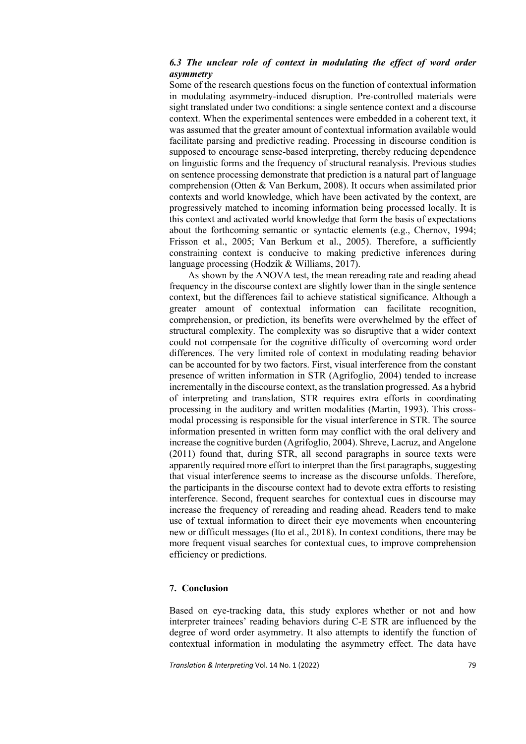### *6.3 The unclear role of context in modulating the effect of word order asymmetry*

Some of the research questions focus on the function of contextual information in modulating asymmetry-induced disruption. Pre-controlled materials were sight translated under two conditions: a single sentence context and a discourse context. When the experimental sentences were embedded in a coherent text, it was assumed that the greater amount of contextual information available would facilitate parsing and predictive reading. Processing in discourse condition is supposed to encourage sense-based interpreting, thereby reducing dependence on linguistic forms and the frequency of structural reanalysis. Previous studies on sentence processing demonstrate that prediction is a natural part of language comprehension (Otten & Van Berkum, 2008). It occurs when assimilated prior contexts and world knowledge, which have been activated by the context, are progressively matched to incoming information being processed locally. It is this context and activated world knowledge that form the basis of expectations about the forthcoming semantic or syntactic elements (e.g., Chernov, 1994; Frisson et al., 2005; Van Berkum et al., 2005). Therefore, a sufficiently constraining context is conducive to making predictive inferences during language processing (Hodzik & Williams, 2017).

As shown by the ANOVA test, the mean rereading rate and reading ahead frequency in the discourse context are slightly lower than in the single sentence context, but the differences fail to achieve statistical significance. Although a greater amount of contextual information can facilitate recognition, comprehension, or prediction, its benefits were overwhelmed by the effect of structural complexity. The complexity was so disruptive that a wider context could not compensate for the cognitive difficulty of overcoming word order differences. The very limited role of context in modulating reading behavior can be accounted for by two factors. First, visual interference from the constant presence of written information in STR (Agrifoglio, 2004) tended to increase incrementally in the discourse context, as the translation progressed. As a hybrid of interpreting and translation, STR requires extra efforts in coordinating processing in the auditory and written modalities (Martin, 1993). This cross-modal processing is responsible for the visual interference in STR. The source information presented in written form may conflict with the oral delivery and increase the cognitive burden (Agrifoglio, 2004). Shreve, Lacruz, and Angelone (2011) found that, during STR, all second paragraphs in source texts were apparently required more effort to interpret than the first paragraphs, suggesting that visual interference seems to increase as the discourse unfolds. Therefore, the participants in the discourse context had to devote extra efforts to resisting interference. Second, frequent searches for contextual cues in discourse may increase the frequency of rereading and reading ahead. Readers tend to make use of textual information to direct their eye movements when encountering new or difficult messages (Ito et al., 2018). In context conditions, there may be more frequent visual searches for contextual cues, to improve comprehension efficiency or predictions.

## 7. Conclusion

Based on eye-tracking data, this study explores whether or not and how interpreter trainees' reading behaviors during C-E STR are influenced by the degree of word order asymmetry. It also attempts to identify the function of contextual information in modulating the asymmetry effect. The data have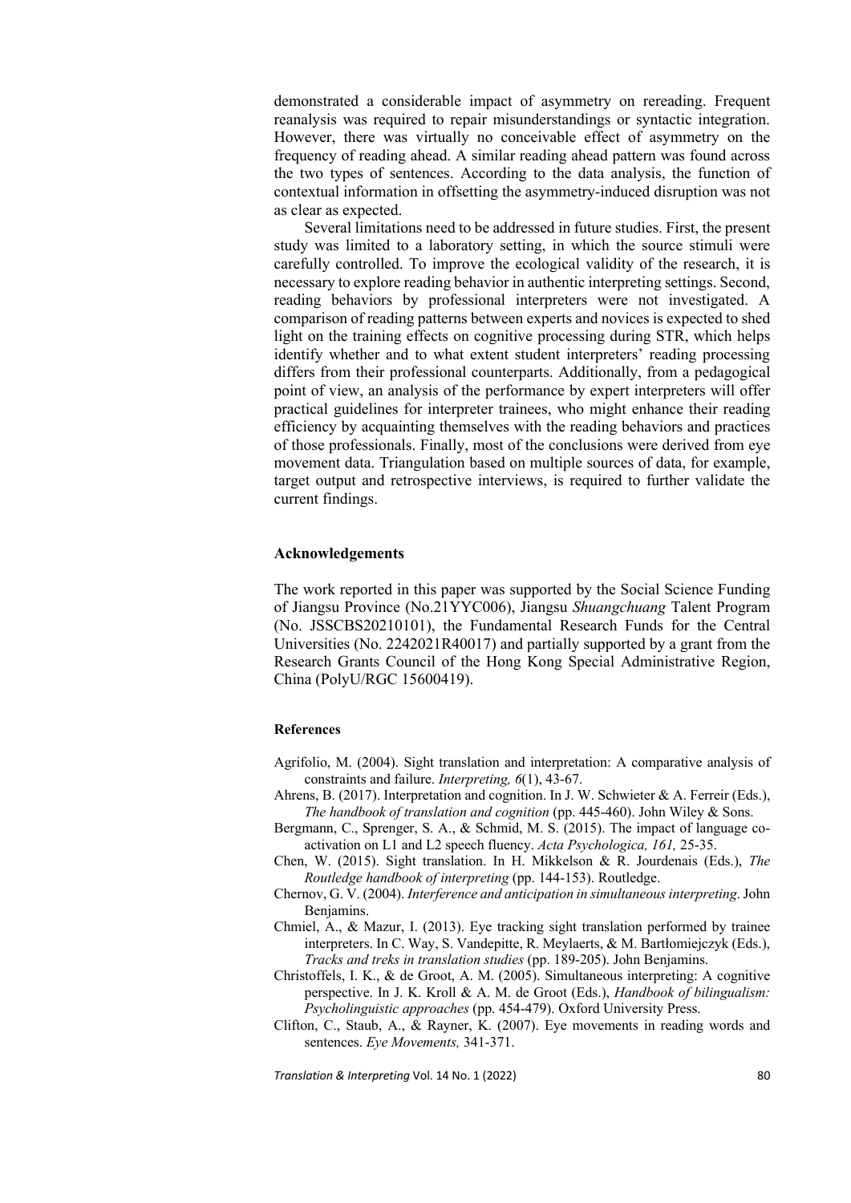demonstrated a considerable impact of asymmetry on rereading. Frequent reanalysis was required to repair misunderstandings or syntactic integration. However, there was virtually no conceivable effect of asymmetry on the frequency of reading ahead. A similar reading ahead pattern was found across the two types of sentences. According to the data analysis, the function of contextual information in offsetting the asymmetry-induced disruption was not as clear as expected.

Several limitations need to be addressed in future studies. First, the present study was limited to a laboratory setting, in which the source stimuli were carefully controlled. To improve the ecological validity of the research, it is necessary to explore reading behavior in authentic interpreting settings. Second, reading behaviors by professional interpreters were not investigated. A comparison of reading patterns between experts and novices is expected to shed light on the training effects on cognitive processing during STR, which helps identify whether and to what extent student interpreters' reading processing differs from their professional counterparts. Additionally, from a pedagogical point of view, an analysis of the performance by expert interpreters will offer practical guidelines for interpreter trainees, who might enhance their reading efficiency by acquainting themselves with the reading behaviors and practices of those professionals. Finally, most of the conclusions were derived from eye movement data. Triangulation based on multiple sources of data, for example, target output and retrospective interviews, is required to further validate the current findings.

## Acknowledgements

The work reported in this paper was supported by the Social Science Funding of Jiangsu Province (No.21YYC006), Jiangsu *Shuangchuang* Talent Program (No. JSSCBS20210101), the Fundamental Research Funds for the Central Universities (No. 2242021R40017) and partially supported by a grant from the Research Grants Council of the Hong Kong Special Administrative Region, China (PolyU/RGC 15600419).

### References

Agrifolio, M. (2004). Sight translation and interpretation: A comparative analysis of constraints and failure. *Interpreting, 6*(1), 43-67.

Ahrens, B. (2017). Interpretation and cognition. In J. W. Schwieter & A. Ferreir (Eds.), *The handbook of translation and cognition* (pp. 445-460). John Wiley & Sons.

Bergmann, C., Sprenger, S. A., & Schmid, M. S. (2015). The impact of language co-activation on L1 and L2 speech fluency. *Acta Psychologica, 161,* 25-35.

Chen, W. (2015). Sight translation. In H. Mikkelson & R. Jourdenais (Eds.), *The Routledge handbook of interpreting* (pp. 144-153). Routledge.

Chernov, G. V. (2004). *Interference and anticipation in simultaneous interpreting*. John Benjamins.

Chmiel, A., & Mazur, I. (2013). Eye tracking sight translation performed by trainee interpreters. In C. Way, S. Vandepitte, R. Meylaerts, & M. Bartłomiejczyk (Eds.), *Tracks and treks in translation studies* (pp. 189-205). John Benjamins.

Christoffels, I. K., & de Groot, A. M. (2005). Simultaneous interpreting: A cognitive perspective. In J. K. Kroll & A. M. de Groot (Eds.), *Handbook of bilingualism: Psycholinguistic approaches* (pp. 454-479). Oxford University Press.

Clifton, C., Staub, A., & Rayner, K. (2007). Eye movements in reading words and sentences. *Eye Movements,* 341-371.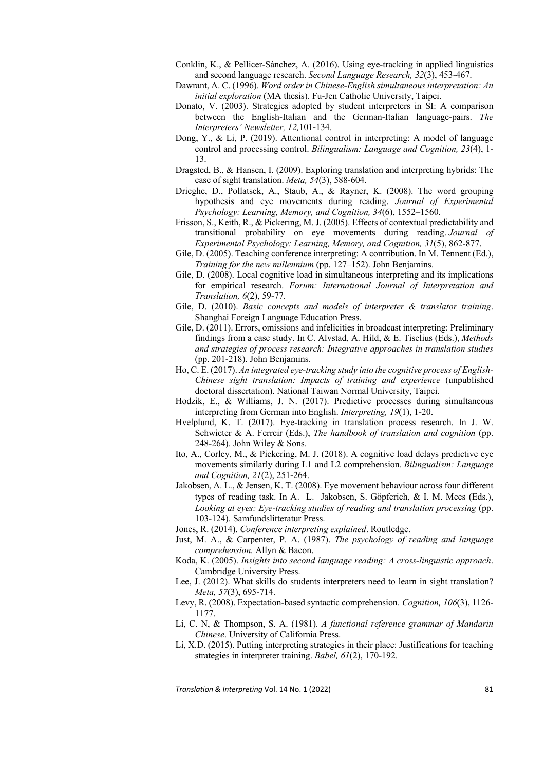Conklin, K., & Pellicer-Sánchez, A. (2016). Using eye-tracking in applied linguistics and second language research. *Second Language Research, 32*(3), 453-467.

Dawrant, A. C. (1996). *Word order in Chinese-English simultaneous interpretation: An initial exploration* (MA thesis). Fu-Jen Catholic University, Taipei.

Donato, V. (2003). Strategies adopted by student interpreters in SI: A comparison between the English-Italian and the German-Italian language-pairs. *The Interpreters' Newsletter, 12,*101-134.

Dong, Y., & Li, P. (2019). Attentional control in interpreting: A model of language control and processing control. *Bilingualism: Language and Cognition, 23*(4), 1-13.

Dragsted, B., & Hansen, I. (2009). Exploring translation and interpreting hybrids: The case of sight translation. *Meta, 54*(3), 588-604.

Drieghe, D., Pollatsek, A., Staub, A., & Rayner, K. (2008). The word grouping hypothesis and eye movements during reading. *Journal of Experimental Psychology: Learning, Memory, and Cognition, 34*(6), 1552–1560.

Frisson, S., Keith, R., & Pickering, M. J. (2005). Effects of contextual predictability and transitional probability on eye movements during reading. *Journal of Experimental Psychology: Learning, Memory, and Cognition, 31*(5), 862-877.

Gile, D. (2005). Teaching conference interpreting: A contribution. In M. Tennent (Ed.), *Training for the new millennium* (pp. 127–152). John Benjamins.

Gile, D. (2008). Local cognitive load in simultaneous interpreting and its implications for empirical research. *Forum: International Journal of Interpretation and Translation, 6*(2), 59-77.

Gile, D. (2010). *Basic concepts and models of interpreter & translator training*. Shanghai Foreign Language Education Press.

Gile, D. (2011). Errors, omissions and infelicities in broadcast interpreting: Preliminary findings from a case study. In C. Alvstad, A. Hild, & E. Tiselius (Eds.), *Methods and strategies of process research: Integrative approaches in translation studies* (pp. 201-218). John Benjamins.

Ho, C. E. (2017). *An integrated eye-tracking study into the cognitive process of English-Chinese sight translation: Impacts of training and experience* (unpublished doctoral dissertation). National Taiwan Normal University, Taipei.

Hodzik, E., & Williams, J. N. (2017). Predictive processes during simultaneous interpreting from German into English. *Interpreting, 19*(1), 1-20.

Hvelplund, K. T. (2017). Eye-tracking in translation process research. In J. W. Schwieter & A. Ferreir (Eds.), *The handbook of translation and cognition* (pp. 248-264). John Wiley & Sons.

Ito, A., Corley, M., & Pickering, M. J. (2018). A cognitive load delays predictive eye movements similarly during L1 and L2 comprehension. *Bilingualism: Language and Cognition, 21*(2), 251-264.

Jakobsen, A. L., & Jensen, K. T. (2008). Eye movement behaviour across four different types of reading task. In A. L. Jakobsen, S. Göpferich, & I. M. Mees (Eds.), *Looking at eyes: Eye-tracking studies of reading and translation processing* (pp. 103-124). Samfundslitteratur Press.

Jones, R. (2014). *Conference interpreting explained*. Routledge.

Just, M. A., & Carpenter, P. A. (1987). *The psychology of reading and language comprehension.* Allyn & Bacon.

Koda, K. (2005). *Insights into second language reading: A cross-linguistic approach*. Cambridge University Press.

Lee, J. (2012). What skills do students interpreters need to learn in sight translation? *Meta, 57*(3), 695-714.

Levy, R. (2008). Expectation-based syntactic comprehension. *Cognition, 106*(3), 1126-1177.

Li, C. N, & Thompson, S. A. (1981). *A functional reference grammar of Mandarin Chinese*. University of California Press.

Li, X.D. (2015). Putting interpreting strategies in their place: Justifications for teaching strategies in interpreter training. *Babel, 61*(2), 170-192.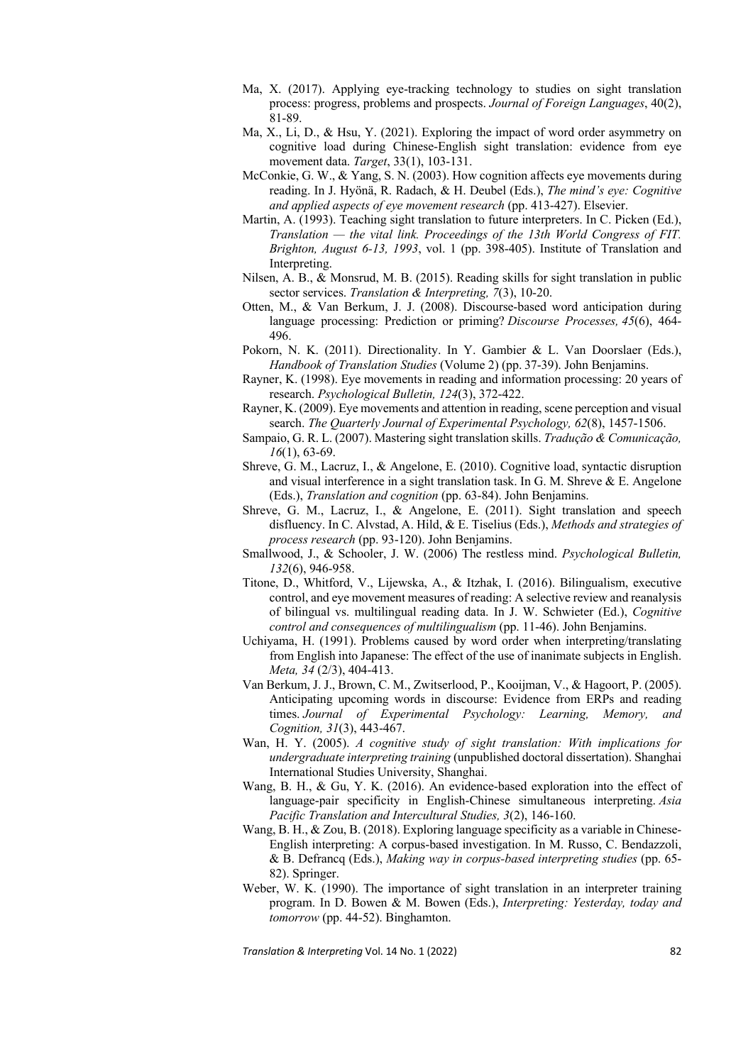Ma, X. (2017). Applying eye-tracking technology to studies on sight translation process: progress, problems and prospects. *Journal of Foreign Languages*, 40(2), 81-89.

Ma, X., Li, D., & Hsu, Y. (2021). Exploring the impact of word order asymmetry on cognitive load during Chinese-English sight translation: evidence from eye movement data. *Target*, 33(1), 103-131.

McConkie, G. W., & Yang, S. N. (2003). How cognition affects eye movements during reading. In J. Hyönä, R. Radach, & H. Deubel (Eds.), *The mind's eye: Cognitive and applied aspects of eye movement research* (pp. 413-427). Elsevier.

Martin, A. (1993). Teaching sight translation to future interpreters. In C. Picken (Ed.), *Translation — the vital link. Proceedings of the 13th World Congress of FIT. Brighton, August 6-13, 1993*, vol. 1 (pp. 398-405). Institute of Translation and Interpreting.

Nilsen, A. B., & Monsrud, M. B. (2015). Reading skills for sight translation in public sector services. *Translation & Interpreting, 7*(3), 10-20.

Otten, M., & Van Berkum, J. J. (2008). Discourse-based word anticipation during language processing: Prediction or priming? *Discourse Processes, 45*(6), 464-496.

Pokorn, N. K. (2011). Directionality. In Y. Gambier & L. Van Doorslaer (Eds.), *Handbook of Translation Studies* (Volume 2) (pp. 37-39). John Benjamins.

Rayner, K. (1998). Eye movements in reading and information processing: 20 years of research. *Psychological Bulletin, 124*(3), 372-422.

Rayner, K. (2009). Eye movements and attention in reading, scene perception and visual search. *The Quarterly Journal of Experimental Psychology, 62*(8), 1457-1506.

Sampaio, G. R. L. (2007). Mastering sight translation skills. *Tradução & Comunicação, 16*(1), 63-69.

Shreve, G. M., Lacruz, I., & Angelone, E. (2010). Cognitive load, syntactic disruption and visual interference in a sight translation task. In G. M. Shreve & E. Angelone (Eds.), *Translation and cognition* (pp. 63-84). John Benjamins.

Shreve, G. M., Lacruz, I., & Angelone, E. (2011). Sight translation and speech disfluency. In C. Alvstad, A. Hild, & E. Tiselius (Eds.), *Methods and strategies of process research* (pp. 93-120). John Benjamins.

Smallwood, J., & Schooler, J. W. (2006) The restless mind. *Psychological Bulletin, 132*(6), 946-958.

Titone, D., Whitford, V., Lijewska, A., & Itzhak, I. (2016). Bilingualism, executive control, and eye movement measures of reading: A selective review and reanalysis of bilingual vs. multilingual reading data. In J. W. Schwieter (Ed.), *Cognitive control and consequences of multilingualism* (pp. 11-46). John Benjamins.

Uchiyama, H. (1991). Problems caused by word order when interpreting/translating from English into Japanese: The effect of the use of inanimate subjects in English. *Meta, 34* (2/3), 404-413.

Van Berkum, J. J., Brown, C. M., Zwitserlood, P., Kooijman, V., & Hagoort, P. (2005). Anticipating upcoming words in discourse: Evidence from ERPs and reading times. *Journal of Experimental Psychology: Learning, Memory, and Cognition, 31*(3), 443-467.

Wan, H. Y. (2005). *A cognitive study of sight translation: With implications for undergraduate interpreting training* (unpublished doctoral dissertation). Shanghai International Studies University, Shanghai.

Wang, B. H., & Gu, Y. K. (2016). An evidence-based exploration into the effect of language-pair specificity in English-Chinese simultaneous interpreting. *Asia Pacific Translation and Intercultural Studies, 3*(2), 146-160.

Wang, B. H., & Zou, B. (2018). Exploring language specificity as a variable in Chinese-English interpreting: A corpus-based investigation. In M. Russo, C. Bendazzoli, & B. Defrancq (Eds.), *Making way in corpus-based interpreting studies* (pp. 65-82). Springer.

Weber, W. K. (1990). The importance of sight translation in an interpreter training program. In D. Bowen & M. Bowen (Eds.), *Interpreting: Yesterday, today and tomorrow* (pp. 44-52). Binghamton.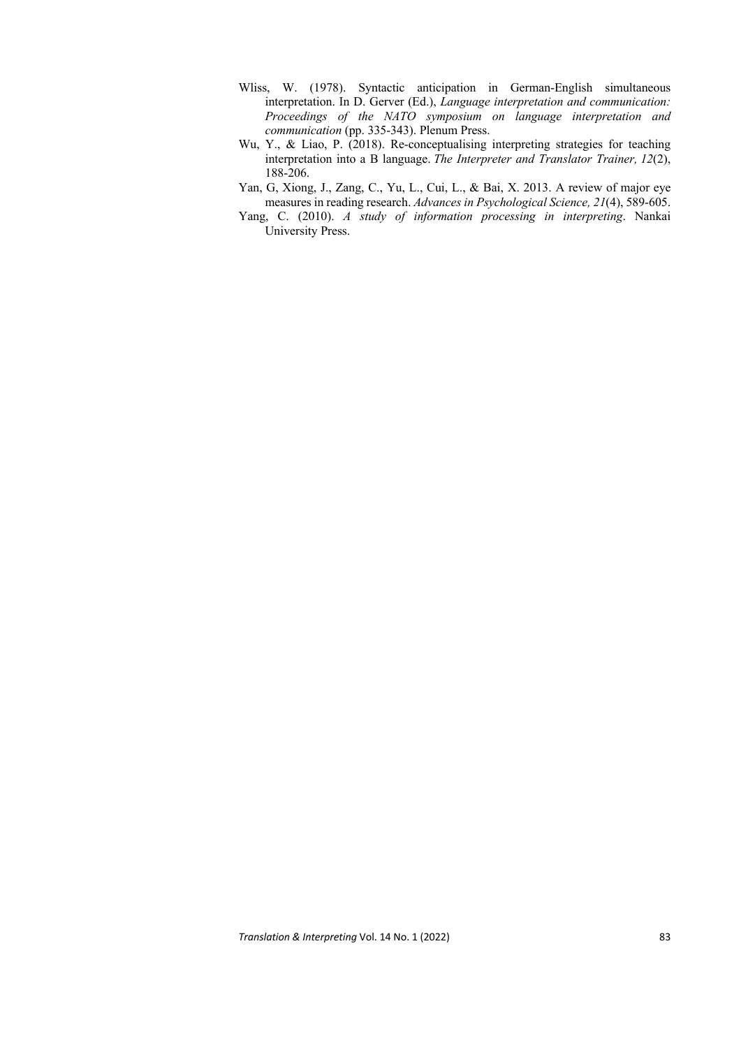Wliss, W. (1978). Syntactic anticipation in German-English simultaneous interpretation. In D. Gerver (Ed.), *Language interpretation and communication: Proceedings of the NATO symposium on language interpretation and communication* (pp. 335-343). Plenum Press.

Wu, Y., & Liao, P. (2018). Re-conceptualising interpreting strategies for teaching interpretation into a B language. *The Interpreter and Translator Trainer, 12*(2), 188-206.

Yan, G, Xiong, J., Zang, C., Yu, L., Cui, L., & Bai, X. 2013. A review of major eye measures in reading research. *Advances in Psychological Science, 21*(4), 589-605.

Yang, C. (2010). *A study of information processing in interpreting*. Nankai University Press.